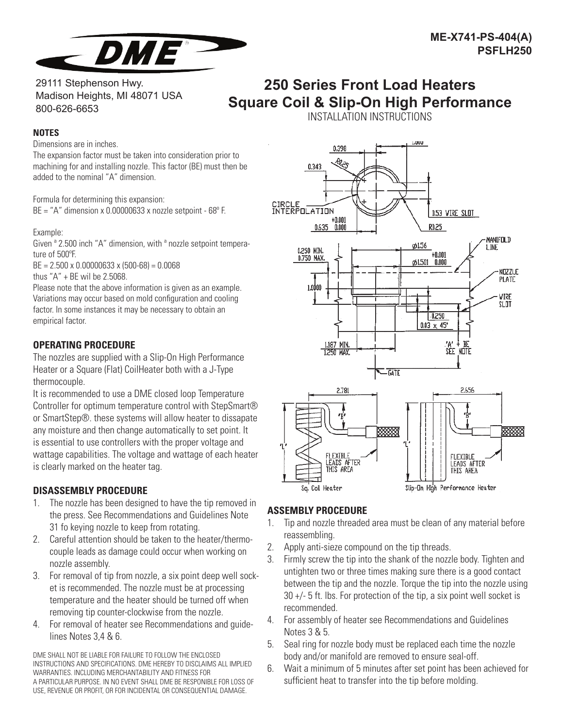ME-X741-PS-404(A)
PSFLH250

29111 Stephenson Hwy.
Madison Heights, MI 48071 USA
800-626-6653

# 250 Series Front Load Heaters
# Square Coil & Slip-On High Performance

INSTALLATION INSTRUCTIONS

### NOTES

Dimensions are in inches.

The expansion factor must be taken into consideration prior to machining for and installing nozzle. This factor (BE) must then be added to the nominal "A" dimension.

Formula for determining this expansion:
BE = "A" dimension x 0.00000633 x nozzle setpoint - 68° F.

Example:
Given a 2.500 inch "A" dimension, with a nozzle setpoint temperature of 500°F.
BE = 2.500 x 0.00000633 x (500-68) = 0.0068
thus "A" + BE wil be 2.5068.
Please note that the above information is given as an example. Variations may occur based on mold configuration and cooling factor. In some instances it may be necessary to obtain an empirical factor.

### OPERATING PROCEDURE

The nozzles are supplied with a Slip-On High Performance Heater or a Square (Flat) CoilHeater both with a J-Type thermocouple.

It is recommended to use a DME closed loop Temperature Controller for optimum temperature control with StepSmart® or SmartStep®. these systems will allow heater to dissapate any moisture and then change automatically to set point. It is essential to use controllers with the proper voltage and wattage capabilities. The voltage and wattage of each heater is clearly marked on the heater tag.

### DISASSEMBLY PROCEDURE

1. The nozzle has been designed to have the tip removed in the press. See Recommendations and Guidelines Note 31 fo keying nozzle to keep from rotating.
2. Careful attention should be taken to the heater/thermocouple leads as damage could occur when working on nozzle assembly.
3. For removal of tip from nozzle, a six point deep well socket is recommended. The nozzle must be at processing temperature and the heater should be turned off when removing tip counter-clockwise from the nozzle.
4. For removal of heater see Recommendations and guidelines Notes 3,4 & 6.

DME SHALL NOT BE LIABLE FOR FAILURE TO FOLLOW THE ENCLOSED INSTRUCTIONS AND SPECIFICATIONS. DME HEREBY TO DISCLAIMS ALL IMPLIED WARRANTIES. INCLUDING MERCHANTABILITY AND FITNESS FOR A PARTICULAR PURPOSE. IN NO EVENT SHALL DME BE RESPONIBLE FOR LOSS OF USE, REVENUE OR PROFIT, OR FOR INCIDENTAL OR CONSEQUENTIAL DAMAGE.

### ASSEMBLY PROCEDURE

1. Tip and nozzle threaded area must be clean of any material before reassembling.
2. Apply anti-sieze compound on the tip threads.
3. Firmly screw the tip into the shank of the nozzle body. Tighten and untighten two or three times making sure there is a good contact between the tip and the nozzle. Torque the tip into the nozzle using 30 +/- 5 ft. lbs. For protection of the tip, a six point well socket is recommended.
4. For assembly of heater see Recommendations and Guidelines Notes 3 & 5.
5. Seal ring for nozzle body must be replaced each time the nozzle body and/or manifold are removed to ensure seal-off.
6. Wait a minimum of 5 minutes after set point has been achieved for sufficient heat to transfer into the tip before molding.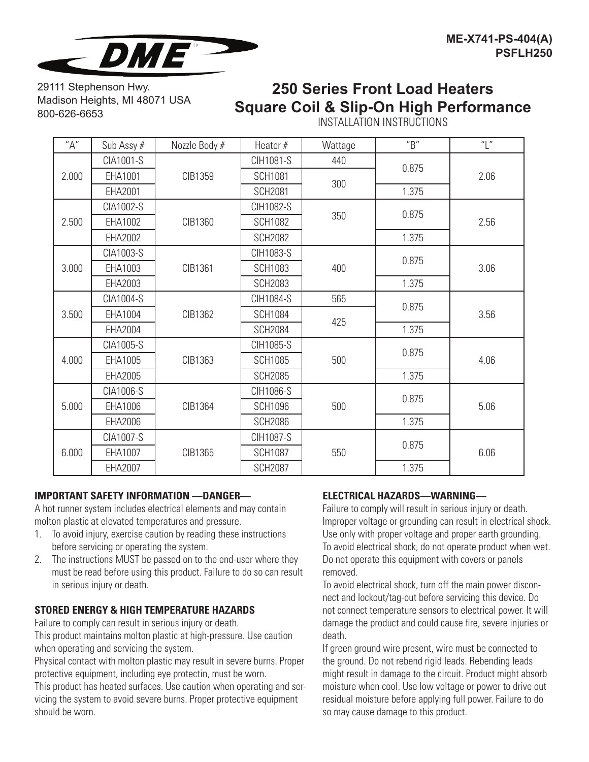ME-X741-PS-404(A)
PSFLH250

29111 Stephenson Hwy.
Madison Heights, MI 48071 USA
800-626-6653

# 250 Series Front Load Heaters Square Coil & Slip-On High Performance

INSTALLATION INSTRUCTIONS

| "A" | Sub Assy # | Nozzle Body # | Heater # | Wattage | "B" | "L" |
|---|---|---|---|---|---|---|
| 2.000 | CIA1001-S | CIB1359 | CIH1081-S | 440 | 0.875 | 2.06 |
| | EHA1001 | | SCH1081 | 300 | | |
| | EHA2001 | | SCH2081 | | 1.375 | |
| 2.500 | CIA1002-S | CIB1360 | CIH1082-S | 350 | 0.875 | 2.56 |
| | EHA1002 | | SCH1082 | | | |
| | EHA2002 | | SCH2082 | | 1.375 | |
| 3.000 | CIA1003-S | CIB1361 | CIH1083-S | 400 | 0.875 | 3.06 |
| | EHA1003 | | SCH1083 | | | |
| | EHA2003 | | SCH2083 | | 1.375 | |
| 3.500 | CIA1004-S | CIB1362 | CIH1084-S | 565 | 0.875 | 3.56 |
| | EHA1004 | | SCH1084 | 425 | | |
| | EHA2004 | | SCH2084 | | 1.375 | |
| 4.000 | CIA1005-S | CIB1363 | CIH1085-S | 500 | 0.875 | 4.06 |
| | EHA1005 | | SCH1085 | | | |
| | EHA2005 | | SCH2085 | | 1.375 | |
| 5.000 | CIA1006-S | CIB1364 | CIH1086-S | 500 | 0.875 | 5.06 |
| | EHA1006 | | SCH1096 | | | |
| | EHA2006 | | SCH2086 | | 1.375 | |
| 6.000 | CIA1007-S | CIB1365 | CIH1087-S | 550 | 0.875 | 6.06 |
| | EHA1007 | | SCH1087 | | | |
| | EHA2007 | | SCH2087 | | 1.375 | |

### IMPORTANT SAFETY INFORMATION —DANGER—

A hot runner system includes electrical elements and may contain molton plastic at elevated temperatures and pressure.

1. To avoid injury, exercise caution by reading these instructions before servicing or operating the system.
2. The instructions MUST be passed on to the end-user where they must be read before using this product. Failure to do so can result in serious injury or death.

### STORED ENERGY & HIGH TEMPERATURE HAZARDS

Failure to comply can result in serious injury or death.

This product maintains molton plastic at high-pressure. Use caution when operating and servicing the system.

Physical contact with molton plastic may result in severe burns. Proper protective equipment, including eye protectin, must be worn.

This product has heated surfaces. Use caution when operating and servicing the system to avoid severe burns. Proper protective equipment should be worn.

### ELECTRICAL HAZARDS—WARNING—

Failure to comply will result in serious injury or death.

Improper voltage or grounding can result in electrical shock. Use only with proper voltage and proper earth grounding.

To avoid electrical shock, do not operate product when wet. Do not operate this equipment with covers or panels removed.

To avoid electrical shock, turn off the main power disconnect and lockout/tag-out before servicing this device. Do not connect temperature sensors to electrical power. It will damage the product and could cause fire, severe injuries or death.

If green ground wire present, wire must be connected to the ground. Do not rebend rigid leads. Rebending leads might result in damage to the circuit. Product might absorb moisture when cool. Use low voltage or power to drive out residual moisture before applying full power. Failure to do so may cause damage to this product.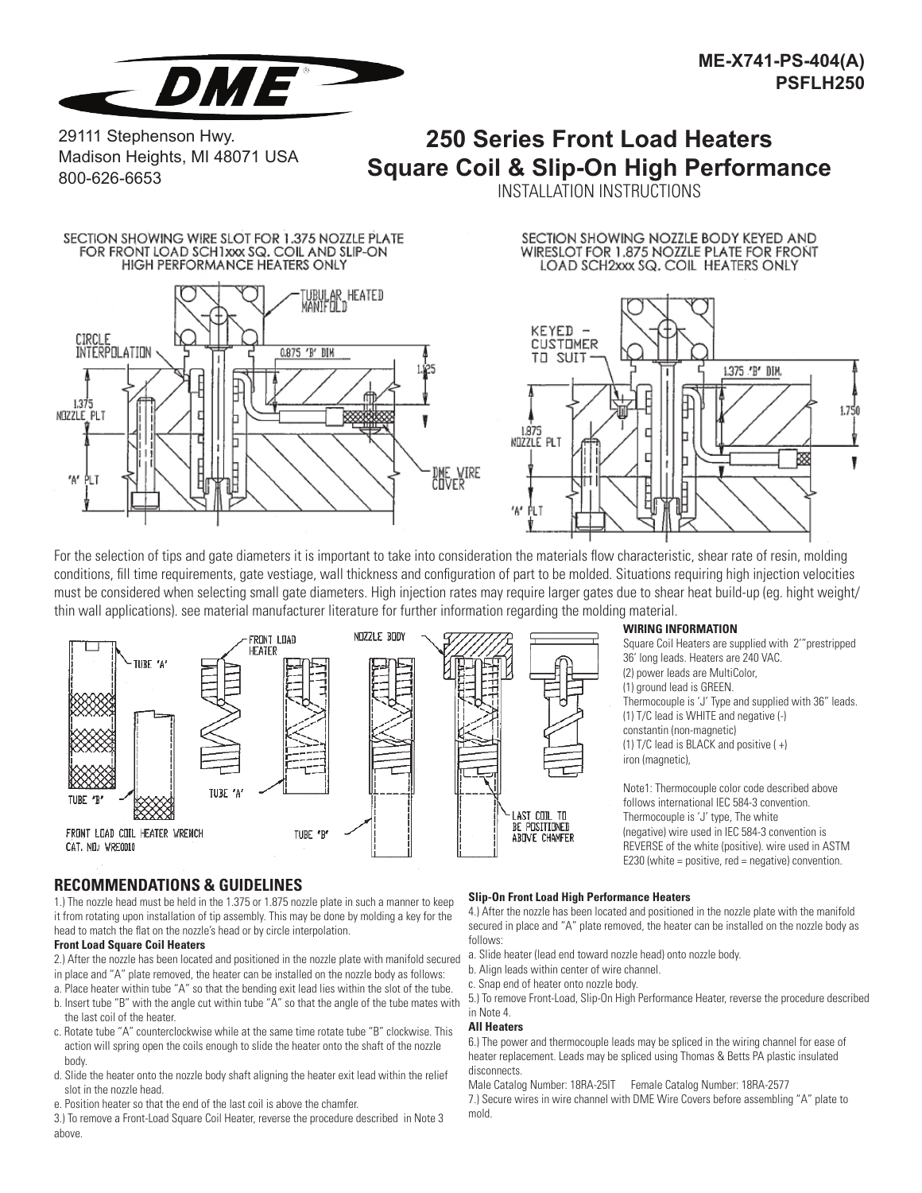ME-X741-PS-404(A)
PSFLH250

29111 Stephenson Hwy.
Madison Heights, MI 48071 USA
800-626-6653

# 250 Series Front Load Heaters Square Coil & Slip-On High Performance

INSTALLATION INSTRUCTIONS

SECTION SHOWING WIRE SLOT FOR 1.375 NOZZLE PLATE FOR FRONT LOAD SCH1xxx SQ. COIL AND SLIP-ON HIGH PERFORMANCE HEATERS ONLY

TUBULAR HEATED MANIFOLD
CIRCLE INTERPOLATION
0.875 'B' DIM
1.125
1.375 NOZZLE PLT
'A' PLT
DME WIRE COVER

SECTION SHOWING NOZZLE BODY KEYED AND WIRESLOT FOR 1.875 NOZZLE PLATE FOR FRONT LOAD SCH2xxx SQ. COIL HEATERS ONLY

KEYED - CUSTOMER TO SUIT
1.375 'B' DIM.
1.750
1.875 NOZZLE PLT
'A' PLT

For the selection of tips and gate diameters it is important to take into consideration the materials flow characteristic, shear rate of resin, molding conditions, fill time requirements, gate vestiage, wall thickness and configuration of part to be molded. Situations requiring high injection velocities must be considered when selecting small gate diameters. High injection rates may require larger gates due to shear heat build-up (eg. hight weight/ thin wall applications). see material manufacturer literature for further information regarding the molding material.

TUBE 'A'
TUBE 'B'
FRONT LOAD COIL HEATER WRENCH
CAT. NO. VRE0010
FRONT LOAD HEATER
TUBE 'A'
TUBE 'B'
NOZZLE BODY
LAST COIL TO BE POSITIONED ABOVE CHAMFER

**WIRING INFORMATION**

Square Coil Heaters are supplied with 2'"prestripped 36' long leads. Heaters are 240 VAC.
(2) power leads are MultiColor,
(1) ground lead is GREEN.
Thermocouple is 'J' Type and supplied with 36" leads.
(1) T/C lead is WHITE and negative (-) constantin (non-magnetic)
(1) T/C lead is BLACK and positive ( +) iron (magnetic),

Note1: Thermocouple color code described above follows international IEC 584-3 convention. Thermocouple is 'J' type, The white (negative) wire used in IEC 584-3 convention is REVERSE of the white (positive). wire used in ASTM E230 (white = positive, red = negative) convention.

## RECOMMENDATIONS & GUIDELINES

1.) The nozzle head must be held in the 1.375 or 1.875 nozzle plate in such a manner to keep it from rotating upon installation of tip assembly. This may be done by molding a key for the head to match the flat on the nozzle's head or by circle interpolation.

**Front Load Square Coil Heaters**

2.) After the nozzle has been located and positioned in the nozzle plate with manifold secured in place and "A" plate removed, the heater can be installed on the nozzle body as follows:

a. Place heater within tube "A" so that the bending exit lead lies within the slot of the tube.
b. Insert tube "B" with the angle cut within tube "A" so that the angle of the tube mates with the last coil of the heater.
c. Rotate tube "A" counterclockwise while at the same time rotate tube "B" clockwise. This action will spring open the coils enough to slide the heater onto the shaft of the nozzle body.
d. Slide the heater onto the nozzle body shaft aligning the heater exit lead within the relief slot in the nozzle head.
e. Position heater so that the end of the last coil is above the chamfer.

3.) To remove a Front-Load Square Coil Heater, reverse the procedure described in Note 3 above.

**Slip-On Front Load High Performance Heaters**

4.) After the nozzle has been located and positioned in the nozzle plate with the manifold secured in place and "A" plate removed, the heater can be installed on the nozzle body as follows:

a. Slide heater (lead end toward nozzle head) onto nozzle body.
b. Align leads within center of wire channel.
c. Snap end of heater onto nozzle body.

5.) To remove Front-Load, Slip-On High Performance Heater, reverse the procedure described in Note 4.

**All Heaters**

6.) The power and thermocouple leads may be spliced in the wiring channel for ease of heater replacement. Leads may be spliced using Thomas & Betts PA plastic insulated disconnects.

Male Catalog Number: 18RA-25IT Female Catalog Number: 18RA-2577

7.) Secure wires in wire channel with DME Wire Covers before assembling "A" plate to mold.